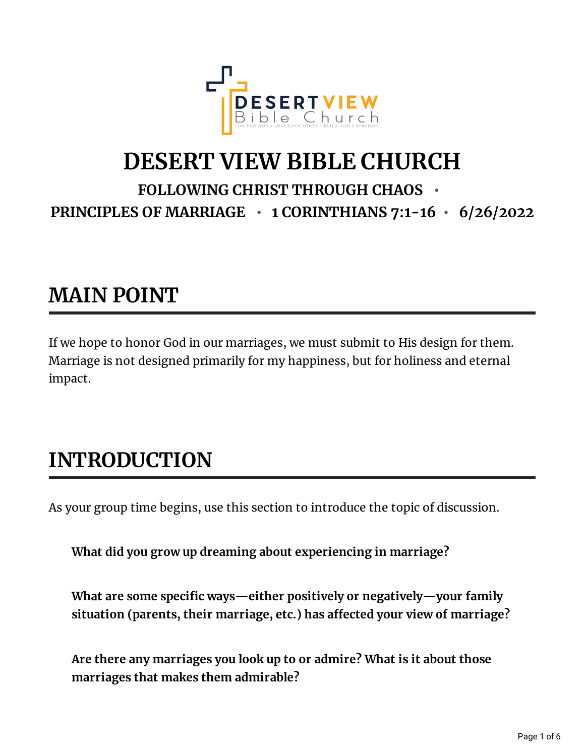# DESERT VIEW BIBLE CHURCH

### FOLLOWING CHRIST THROUGH CHAOS • PRINCIPLES OF MARRIAGE • 1 CORINTHIANS 7:1-16 • 6/26/2022

## MAIN POINT

If we hope to honor God in our marriages, we must submit to His design for them. Marriage is not designed primarily for my happiness, but for holiness and eternal impact.

## INTRODUCTION

As your group time begins, use this section to introduce the topic of discussion.

**What did you grow up dreaming about experiencing in marriage?**

**What are some specific ways—either positively or negatively—your family situation (parents, their marriage, etc.) has affected your view of marriage?**

**Are there any marriages you look up to or admire? What is it about those marriages that makes them admirable?**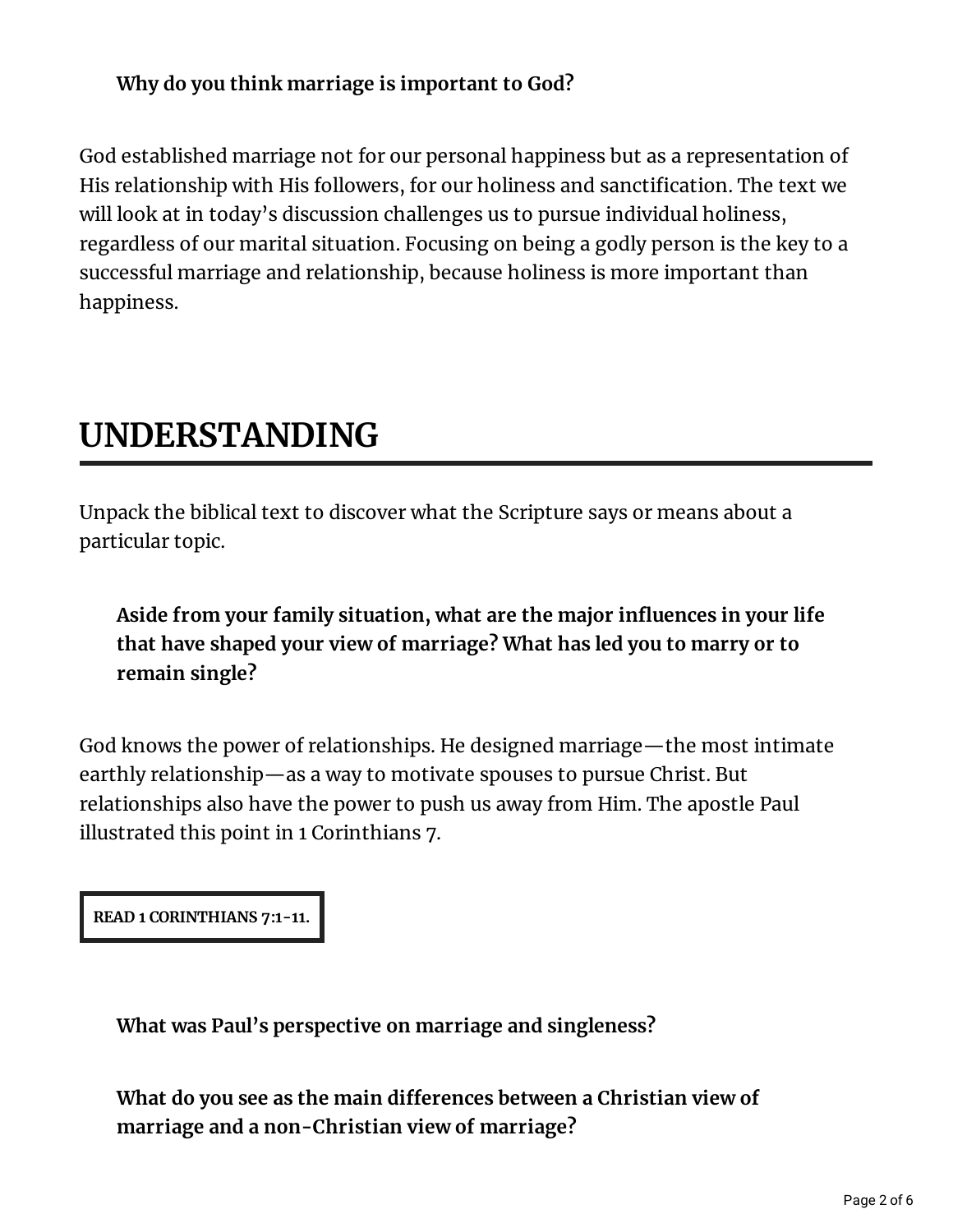**Why do you think marriage is important to God?**

God established marriage not for our personal happiness but as a representation of His relationship with His followers, for our holiness and sanctification. The text we will look at in today's discussion challenges us to pursue individual holiness, regardless of our marital situation. Focusing on being a godly person is the key to a successful marriage and relationship, because holiness is more important than happiness.

# UNDERSTANDING

Unpack the biblical text to discover what the Scripture says or means about a particular topic.

**Aside from your family situation, what are the major influences in your life that have shaped your view of marriage? What has led you to marry or to remain single?**

God knows the power of relationships. He designed marriage—the most intimate earthly relationship—as a way to motivate spouses to pursue Christ. But relationships also have the power to push us away from Him. The apostle Paul illustrated this point in 1 Corinthians 7.

**READ 1 CORINTHIANS 7:1-11.**

**What was Paul's perspective on marriage and singleness?**

**What do you see as the main differences between a Christian view of marriage and a non-Christian view of marriage?**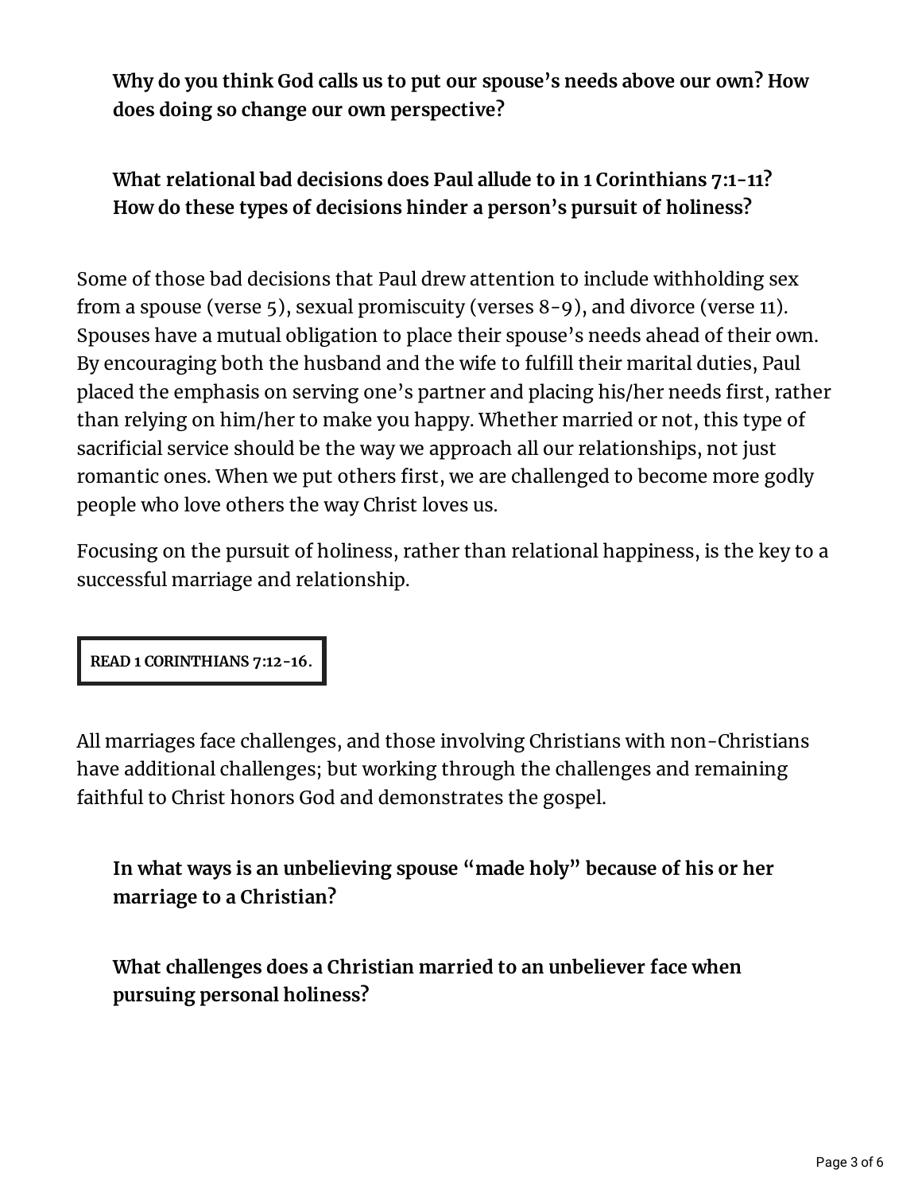**Why do you think God calls us to put our spouse's needs above our own? How does doing so change our own perspective?**

**What relational bad decisions does Paul allude to in 1 Corinthians 7:1-11? How do these types of decisions hinder a person's pursuit of holiness?**

Some of those bad decisions that Paul drew attention to include withholding sex from a spouse (verse 5), sexual promiscuity (verses 8-9), and divorce (verse 11). Spouses have a mutual obligation to place their spouse's needs ahead of their own. By encouraging both the husband and the wife to fulfill their marital duties, Paul placed the emphasis on serving one's partner and placing his/her needs first, rather than relying on him/her to make you happy. Whether married or not, this type of sacrificial service should be the way we approach all our relationships, not just romantic ones. When we put others first, we are challenged to become more godly people who love others the way Christ loves us.

Focusing on the pursuit of holiness, rather than relational happiness, is the key to a successful marriage and relationship.

**READ 1 CORINTHIANS 7:12-16.**

All marriages face challenges, and those involving Christians with non-Christians have additional challenges; but working through the challenges and remaining faithful to Christ honors God and demonstrates the gospel.

**In what ways is an unbelieving spouse "made holy" because of his or her marriage to a Christian?**

**What challenges does a Christian married to an unbeliever face when pursuing personal holiness?**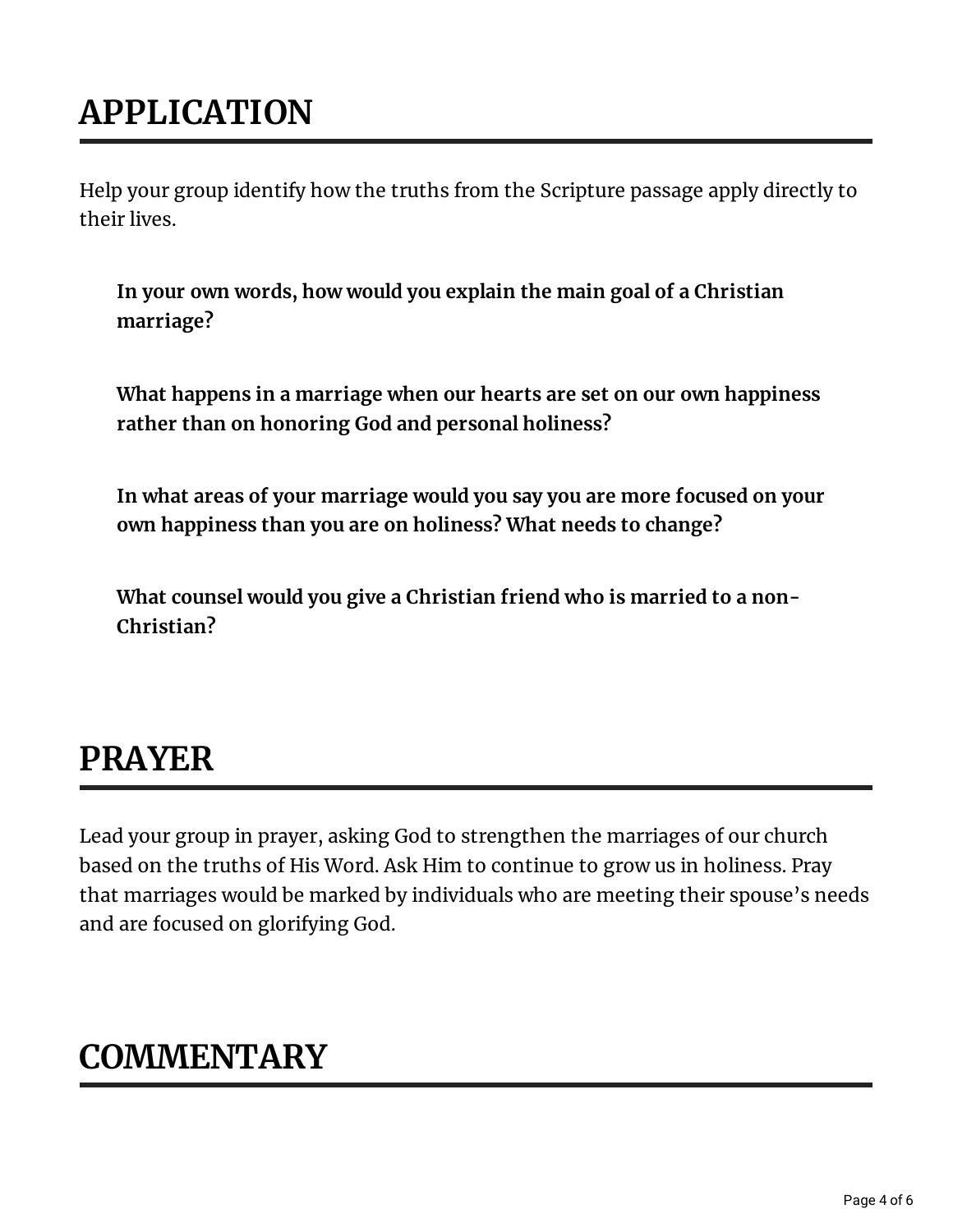# APPLICATION

Help your group identify how the truths from the Scripture passage apply directly to their lives.

**In your own words, how would you explain the main goal of a Christian marriage?**

**What happens in a marriage when our hearts are set on our own happiness rather than on honoring God and personal holiness?**

**In what areas of your marriage would you say you are more focused on your own happiness than you are on holiness? What needs to change?**

**What counsel would you give a Christian friend who is married to a non-Christian?**

# PRAYER

Lead your group in prayer, asking God to strengthen the marriages of our church based on the truths of His Word. Ask Him to continue to grow us in holiness. Pray that marriages would be marked by individuals who are meeting their spouse's needs and are focused on glorifying God.

# COMMENTARY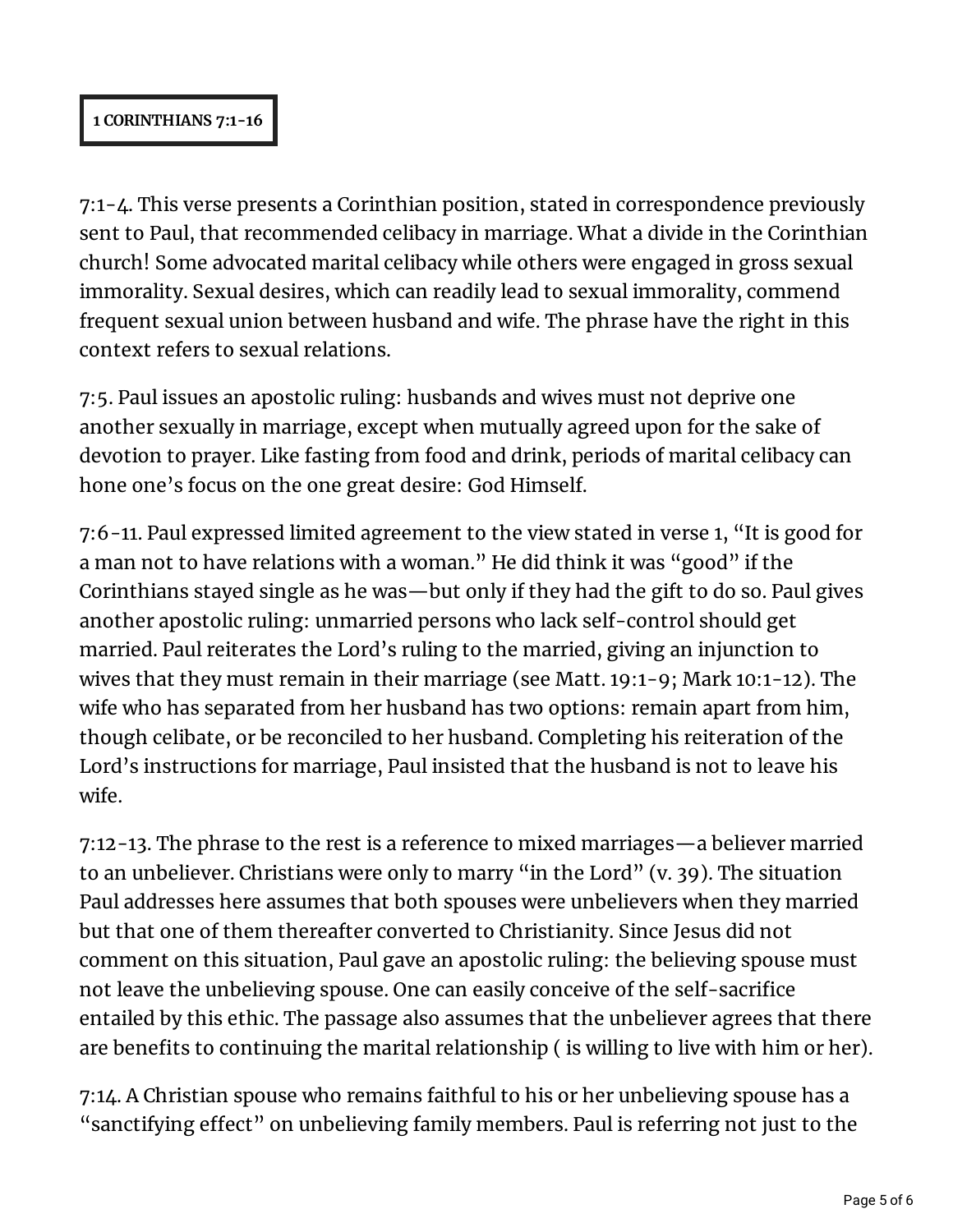**1 CORINTHIANS 7:1-16**

7:1-4. This verse presents a Corinthian position, stated in correspondence previously sent to Paul, that recommended celibacy in marriage. What a divide in the Corinthian church! Some advocated marital celibacy while others were engaged in gross sexual immorality. Sexual desires, which can readily lead to sexual immorality, commend frequent sexual union between husband and wife. The phrase have the right in this context refers to sexual relations.

7:5. Paul issues an apostolic ruling: husbands and wives must not deprive one another sexually in marriage, except when mutually agreed upon for the sake of devotion to prayer. Like fasting from food and drink, periods of marital celibacy can hone one's focus on the one great desire: God Himself.

7:6-11. Paul expressed limited agreement to the view stated in verse 1, "It is good for a man not to have relations with a woman." He did think it was "good" if the Corinthians stayed single as he was—but only if they had the gift to do so. Paul gives another apostolic ruling: unmarried persons who lack self-control should get married. Paul reiterates the Lord's ruling to the married, giving an injunction to wives that they must remain in their marriage (see Matt. 19:1-9; Mark 10:1-12). The wife who has separated from her husband has two options: remain apart from him, though celibate, or be reconciled to her husband. Completing his reiteration of the Lord's instructions for marriage, Paul insisted that the husband is not to leave his wife.

7:12-13. The phrase to the rest is a reference to mixed marriages—a believer married to an unbeliever. Christians were only to marry "in the Lord" (v. 39). The situation Paul addresses here assumes that both spouses were unbelievers when they married but that one of them thereafter converted to Christianity. Since Jesus did not comment on this situation, Paul gave an apostolic ruling: the believing spouse must not leave the unbelieving spouse. One can easily conceive of the self-sacrifice entailed by this ethic. The passage also assumes that the unbeliever agrees that there are benefits to continuing the marital relationship ( is willing to live with him or her).

7:14. A Christian spouse who remains faithful to his or her unbelieving spouse has a "sanctifying effect" on unbelieving family members. Paul is referring not just to the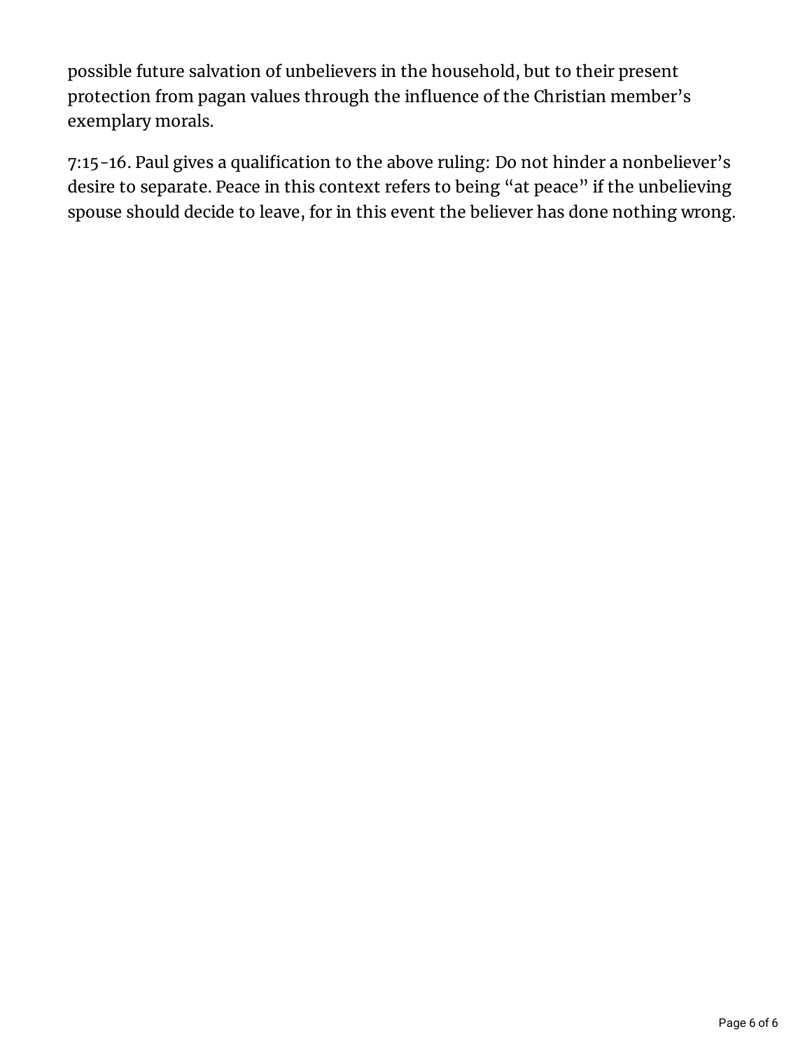possible future salvation of unbelievers in the household, but to their present protection from pagan values through the influence of the Christian member's exemplary morals.

7:15-16. Paul gives a qualification to the above ruling: Do not hinder a nonbeliever's desire to separate. Peace in this context refers to being "at peace" if the unbelieving spouse should decide to leave, for in this event the believer has done nothing wrong.